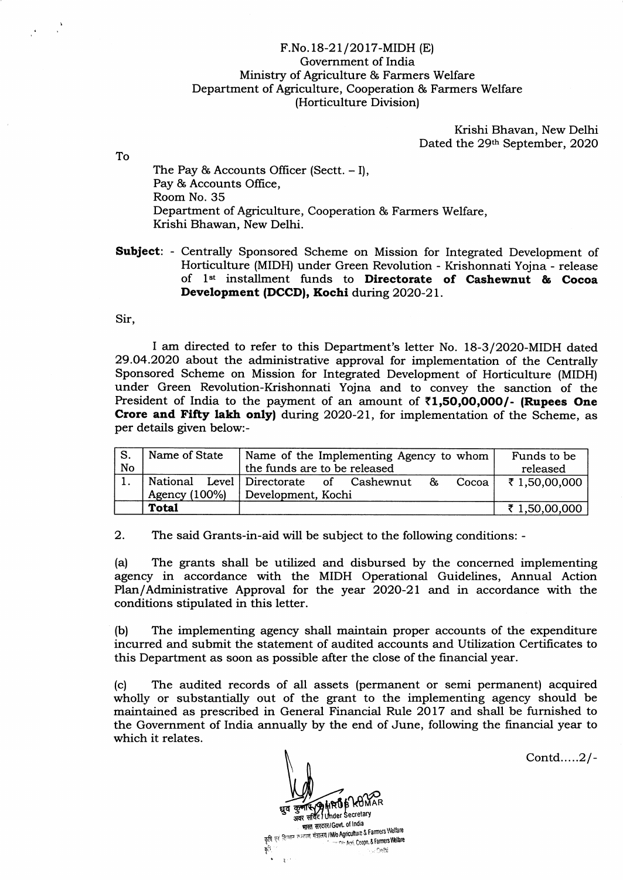F.No.18-21/2017-MIDH (E)
Government of India
Ministry of Agriculture & Farmers Welfare
Department of Agriculture, Cooperation & Farmers Welfare
(Horticulture Division)

Krishi Bhavan, New Delhi
Dated the 29th September, 2020

To

The Pay & Accounts Officer (Sectt. – I),
Pay & Accounts Office,
Room No. 35
Department of Agriculture, Cooperation & Farmers Welfare,
Krishi Bhawan, New Delhi.

**Subject**: - Centrally Sponsored Scheme on Mission for Integrated Development of Horticulture (MIDH) under Green Revolution - Krishonnati Yojna - release of 1st installment funds to **Directorate of Cashewnut & Cocoa Development (DCCD), Kochi** during 2020-21.

Sir,

I am directed to refer to this Department's letter No. 18-3/2020-MIDH dated 29.04.2020 about the administrative approval for implementation of the Centrally Sponsored Scheme on Mission for Integrated Development of Horticulture (MIDH) under Green Revolution-Krishonnati Yojna and to convey the sanction of the President of India to the payment of an amount of **₹1,50,00,000/- (Rupees One Crore and Fifty lakh only)** during 2020-21, for implementation of the Scheme, as per details given below:-

| S. No | Name of State | Name of the Implementing Agency to whom the funds are to be released | Funds to be released |
|---|---|---|---|
| 1. | National Level Agency (100%) | Directorate of Cashewnut & Cocoa Development, Kochi | ₹ 1,50,00,000 |
| | **Total** | | ₹ 1,50,00,000 |

2. The said Grants-in-aid will be subject to the following conditions: -

(a) The grants shall be utilized and disbursed by the concerned implementing agency in accordance with the MIDH Operational Guidelines, Annual Action Plan/Administrative Approval for the year 2020-21 and in accordance with the conditions stipulated in this letter.

(b) The implementing agency shall maintain proper accounts of the expenditure incurred and submit the statement of audited accounts and Utilization Certificates to this Department as soon as possible after the close of the financial year.

(c) The audited records of all assets (permanent or semi permanent) acquired wholly or substantially out of the grant to the implementing agency should be maintained as prescribed in General Financial Rule 2017 and shall be furnished to the Government of India annually by the end of June, following the financial year to which it relates.

Contd.....2/-

ध्रुव कुमार / DHRUB KUMAR
अवर सचिव / Under Secretary
भारत सरकार/Govt. of India
कृषि एवं किसान कल्याण मंत्रालय / M/o Agriculture & Farmers Welfare
Dept. Agri. Coopn. & Farmers Welfare
Delhi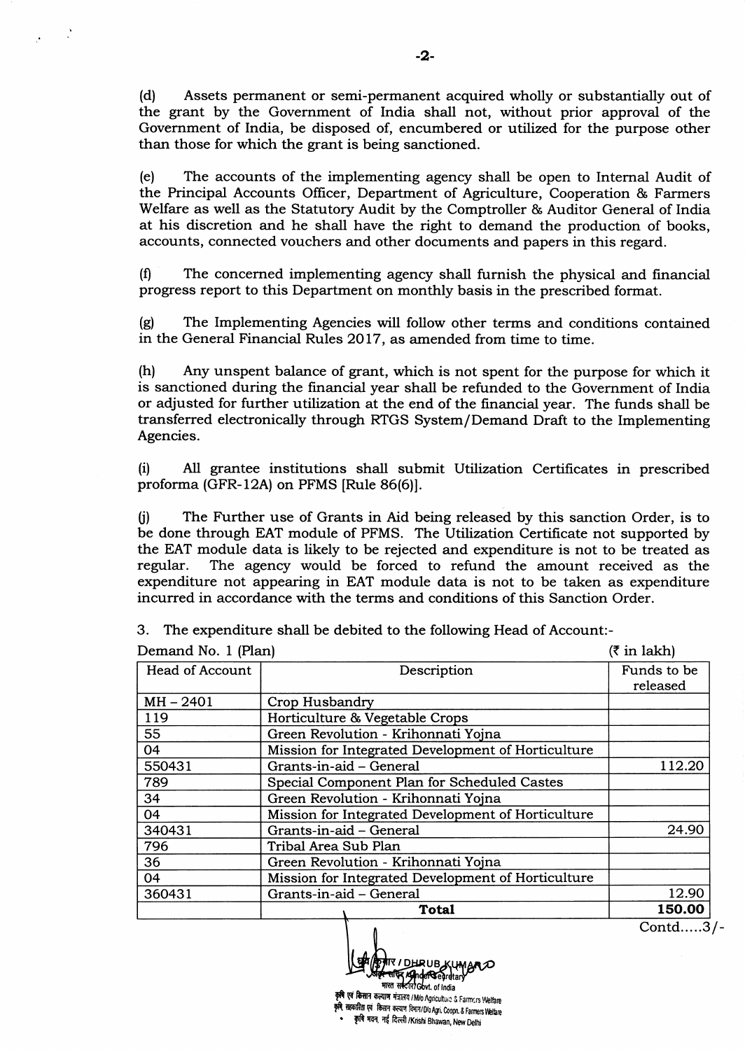(d) Assets permanent or semi-permanent acquired wholly or substantially out of the grant by the Government of India shall not, without prior approval of the Government of India, be disposed of, encumbered or utilized for the purpose other than those for which the grant is being sanctioned.

(e) The accounts of the implementing agency shall be open to Internal Audit of the Principal Accounts Officer, Department of Agriculture, Cooperation & Farmers Welfare as well as the Statutory Audit by the Comptroller & Auditor General of India at his discretion and he shall have the right to demand the production of books, accounts, connected vouchers and other documents and papers in this regard.

(f) The concerned implementing agency shall furnish the physical and financial progress report to this Department on monthly basis in the prescribed format.

(g) The Implementing Agencies will follow other terms and conditions contained in the General Financial Rules 2017, as amended from time to time.

(h) Any unspent balance of grant, which is not spent for the purpose for which it is sanctioned during the financial year shall be refunded to the Government of India or adjusted for further utilization at the end of the financial year. The funds shall be transferred electronically through RTGS System/Demand Draft to the Implementing Agencies.

(i) All grantee institutions shall submit Utilization Certificates in prescribed proforma (GFR-12A) on PFMS [Rule 86(6)].

(j) The Further use of Grants in Aid being released by this sanction Order, is to be done through EAT module of PFMS. The Utilization Certificate not supported by the EAT module data is likely to be rejected and expenditure is not to be treated as regular. The agency would be forced to refund the amount received as the expenditure not appearing in EAT module data is not to be taken as expenditure incurred in accordance with the terms and conditions of this Sanction Order.

3. The expenditure shall be debited to the following Head of Account:-

Demand No. 1 (Plan) (₹ in lakh)

| Head of Account | Description | Funds to be released |
|---|---|---|
| MH – 2401 | Crop Husbandry | |
| 119 | Horticulture & Vegetable Crops | |
| 55 | Green Revolution - Krihonnati Yojna | |
| 04 | Mission for Integrated Development of Horticulture | |
| 550431 | Grants-in-aid – General | 112.20 |
| 789 | Special Component Plan for Scheduled Castes | |
| 34 | Green Revolution - Krihonnati Yojna | |
| 04 | Mission for Integrated Development of Horticulture | |
| 340431 | Grants-in-aid – General | 24.90 |
| 796 | Tribal Area Sub Plan | |
| 36 | Green Revolution - Krihonnati Yojna | |
| 04 | Mission for Integrated Development of Horticulture | |
| 360431 | Grants-in-aid – General | 12.90 |
| | **Total** | **150.00** |

Contd.....3/-

ध्रुब कुमार / DHRUB KUMAR
अवर सचिव / Under Secretary
भारत सरकार / Govt. of India
कृषि एवं किसान कल्याण मंत्रालय / M/o Agriculture & Farmers Welfare
कृषि सहकारिता एवं किसान कल्याण विभाग / D/o Agri. Coopn. & Farmers Welfare
कृषि भवन, नई दिल्ली / Krishi Bhawan, New Delhi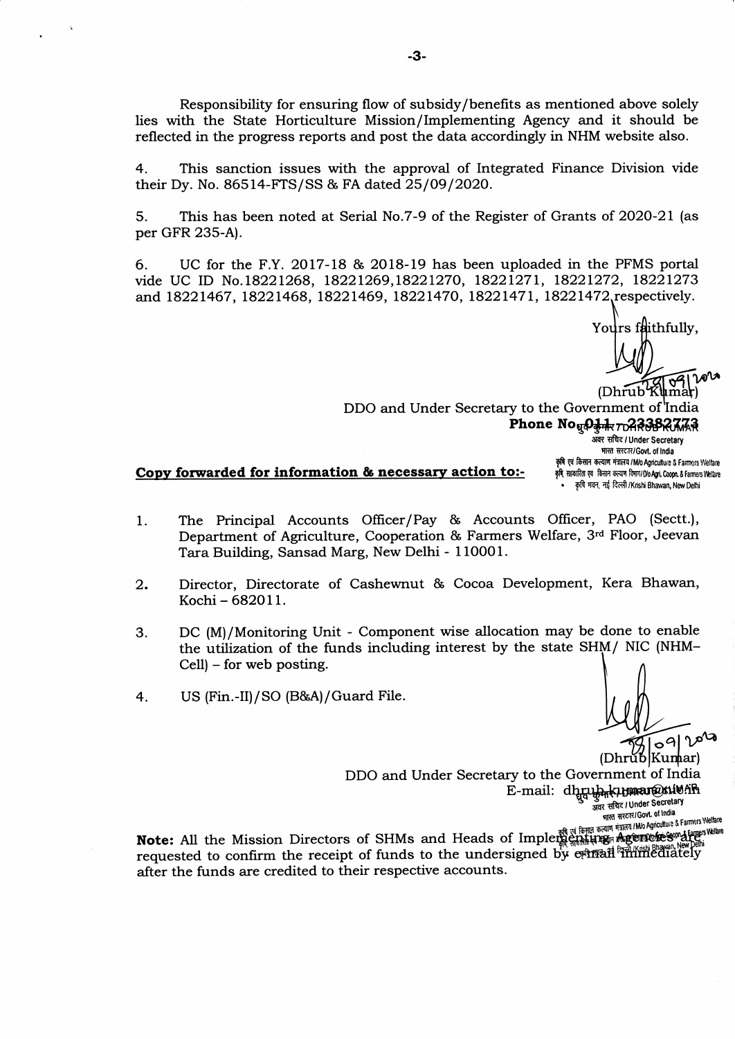Responsibility for ensuring flow of subsidy/benefits as mentioned above solely lies with the State Horticulture Mission/Implementing Agency and it should be reflected in the progress reports and post the data accordingly in NHM website also.

4. This sanction issues with the approval of Integrated Finance Division vide their Dy. No. 86514-FTS/SS & FA dated 25/09/2020.

5. This has been noted at Serial No.7-9 of the Register of Grants of 2020-21 (as per GFR 235-A).

6. UC for the F.Y. 2017-18 & 2018-19 has been uploaded in the PFMS portal vide UC ID No.18221268, 18221269,18221270, 18221271, 18221272, 18221273 and 18221467, 18221468, 18221469, 18221470, 18221471, 18221472 respectively.

Yours faithfully,

(Dhrub Kumar)
DDO and Under Secretary to the Government of India
**Phone No. 011-23382773**

धुव कुमार / DHRUB KUMAR
अवर सचिव / Under Secretary
भारत सरकार/Govt. of India
कृषि एवं किसान कल्याण मंत्रालय /M/o Agriculture & Farmers Welfare
कृषि सहकारिता एवं किसान कल्याण विभाग/D/o Agri. Coopn. & Farmers Welfare
कृषि भवन, नई दिल्ली /Krishi Bhawan, New Delhi

**Copy forwarded for information & necessary action to:-**

1. The Principal Accounts Officer/Pay & Accounts Officer, PAO (Sectt.), Department of Agriculture, Cooperation & Farmers Welfare, 3rd Floor, Jeevan Tara Building, Sansad Marg, New Delhi - 110001.

2. Director, Directorate of Cashewnut & Cocoa Development, Kera Bhawan, Kochi – 682011.

3. DC (M)/Monitoring Unit - Component wise allocation may be done to enable the utilization of the funds including interest by the state SHM/ NIC (NHM–Cell) – for web posting.

4. US (Fin.-II)/SO (B&A)/Guard File.

(Dhrub Kumar)
DDO and Under Secretary to the Government of India
E-mail: dhrub.kumar@nic.in

**Note:** All the Mission Directors of SHMs and Heads of Implementing Agencies are requested to confirm the receipt of funds to the undersigned by email immediately after the funds are credited to their respective accounts.